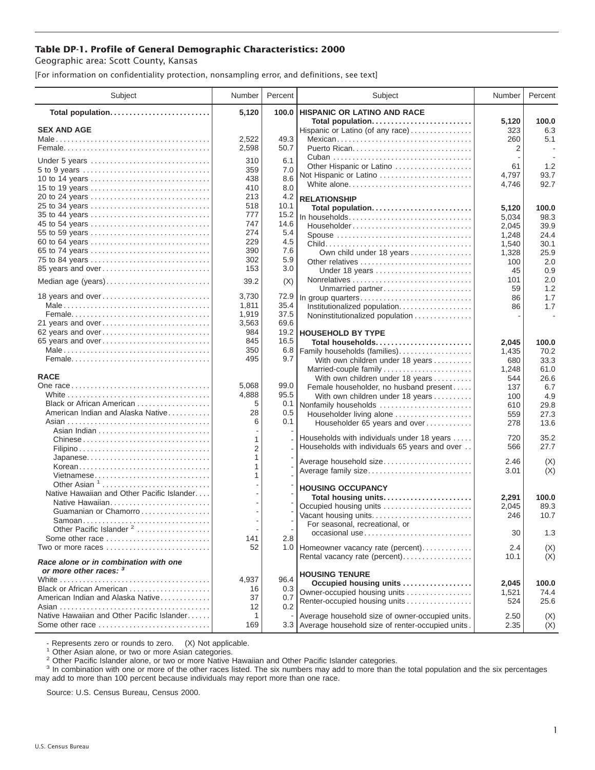# Table DP-1. Profile of General Demographic Characteristics: 2000

Geographic area: Scott County, Kansas

[For information on confidentiality protection, nonsampling error, and definitions, see text]

| Subject | Number | Percent |
|---|---|---|
| **Total population** | **5,120** | **100.0** |
| **SEX AND AGE** | | |
| Male | 2,522 | 49.3 |
| Female | 2,598 | 50.7 |
| Under 5 years | 310 | 6.1 |
| 5 to 9 years | 359 | 7.0 |
| 10 to 14 years | 438 | 8.6 |
| 15 to 19 years | 410 | 8.0 |
| 20 to 24 years | 213 | 4.2 |
| 25 to 34 years | 518 | 10.1 |
| 35 to 44 years | 777 | 15.2 |
| 45 to 54 years | 747 | 14.6 |
| 55 to 59 years | 274 | 5.4 |
| 60 to 64 years | 229 | 4.5 |
| 65 to 74 years | 390 | 7.6 |
| 75 to 84 years | 302 | 5.9 |
| 85 years and over | 153 | 3.0 |
| Median age (years) | 39.2 | (X) |
| 18 years and over | 3,730 | 72.9 |
| Male | 1,811 | 35.4 |
| Female | 1,919 | 37.5 |
| 21 years and over | 3,563 | 69.6 |
| 62 years and over | 984 | 19.2 |
| 65 years and over | 845 | 16.5 |
| Male | 350 | 6.8 |
| Female | 495 | 9.7 |
| **RACE** | | |
| One race | 5,068 | 99.0 |
| White | 4,888 | 95.5 |
| Black or African American | 5 | 0.1 |
| American Indian and Alaska Native | 28 | 0.5 |
| Asian | 6 | 0.1 |
| Asian Indian | - | - |
| Chinese | 1 | - |
| Filipino | 2 | - |
| Japanese | 1 | - |
| Korean | 1 | - |
| Vietnamese | 1 | - |
| Other Asian [1] | - | - |
| Native Hawaiian and Other Pacific Islander | - | - |
| Native Hawaiian | - | - |
| Guamanian or Chamorro | - | - |
| Samoan | - | - |
| Other Pacific Islander [2] | - | - |
| Some other race | 141 | 2.8 |
| Two or more races | 52 | 1.0 |
| ***Race alone or in combination with one or more other races:* [3]** | | |
| White | 4,937 | 96.4 |
| Black or African American | 16 | 0.3 |
| American Indian and Alaska Native | 37 | 0.7 |
| Asian | 12 | 0.2 |
| Native Hawaiian and Other Pacific Islander | 1 | - |
| Some other race | 169 | 3.3 |
| **HISPANIC OR LATINO AND RACE** | | |
| **Total population** | **5,120** | **100.0** |
| Hispanic or Latino (of any race) | 323 | 6.3 |
| Mexican | 260 | 5.1 |
| Puerto Rican | 2 | - |
| Cuban | - | - |
| Other Hispanic or Latino | 61 | 1.2 |
| Not Hispanic or Latino | 4,797 | 93.7 |
| White alone | 4,746 | 92.7 |
| **RELATIONSHIP** | | |
| **Total population** | **5,120** | **100.0** |
| In households | 5,034 | 98.3 |
| Householder | 2,045 | 39.9 |
| Spouse | 1,248 | 24.4 |
| Child | 1,540 | 30.1 |
| Own child under 18 years | 1,328 | 25.9 |
| Other relatives | 100 | 2.0 |
| Under 18 years | 45 | 0.9 |
| Nonrelatives | 101 | 2.0 |
| Unmarried partner | 59 | 1.2 |
| In group quarters | 86 | 1.7 |
| Institutionalized population | 86 | 1.7 |
| Noninstitutionalized population | - | - |
| **HOUSEHOLD BY TYPE** | | |
| **Total households** | **2,045** | **100.0** |
| Family households (families) | 1,435 | 70.2 |
| With own children under 18 years | 680 | 33.3 |
| Married-couple family | 1,248 | 61.0 |
| With own children under 18 years | 544 | 26.6 |
| Female householder, no husband present | 137 | 6.7 |
| With own children under 18 years | 100 | 4.9 |
| Nonfamily households | 610 | 29.8 |
| Householder living alone | 559 | 27.3 |
| Householder 65 years and over | 278 | 13.6 |
| Households with individuals under 18 years | 720 | 35.2 |
| Households with individuals 65 years and over | 566 | 27.7 |
| Average household size | 2.46 | (X) |
| Average family size | 3.01 | (X) |
| **HOUSING OCCUPANCY** | | |
| **Total housing units** | **2,291** | **100.0** |
| Occupied housing units | 2,045 | 89.3 |
| Vacant housing units | 246 | 10.7 |
| For seasonal, recreational, or occasional use | 30 | 1.3 |
| Homeowner vacancy rate (percent) | 2.4 | (X) |
| Rental vacancy rate (percent) | 10.1 | (X) |
| **HOUSING TENURE** | | |
| **Occupied housing units** | **2,045** | **100.0** |
| Owner-occupied housing units | 1,521 | 74.4 |
| Renter-occupied housing units | 524 | 25.6 |
| Average household size of owner-occupied units | 2.50 | (X) |
| Average household size of renter-occupied units | 2.35 | (X) |

- Represents zero or rounds to zero. (X) Not applicable.

[1] Other Asian alone, or two or more Asian categories.

[2] Other Pacific Islander alone, or two or more Native Hawaiian and Other Pacific Islander categories.

[3] In combination with one or more of the other races listed. The six numbers may add to more than the total population and the six percentages may add to more than 100 percent because individuals may report more than one race.

Source: U.S. Census Bureau, Census 2000.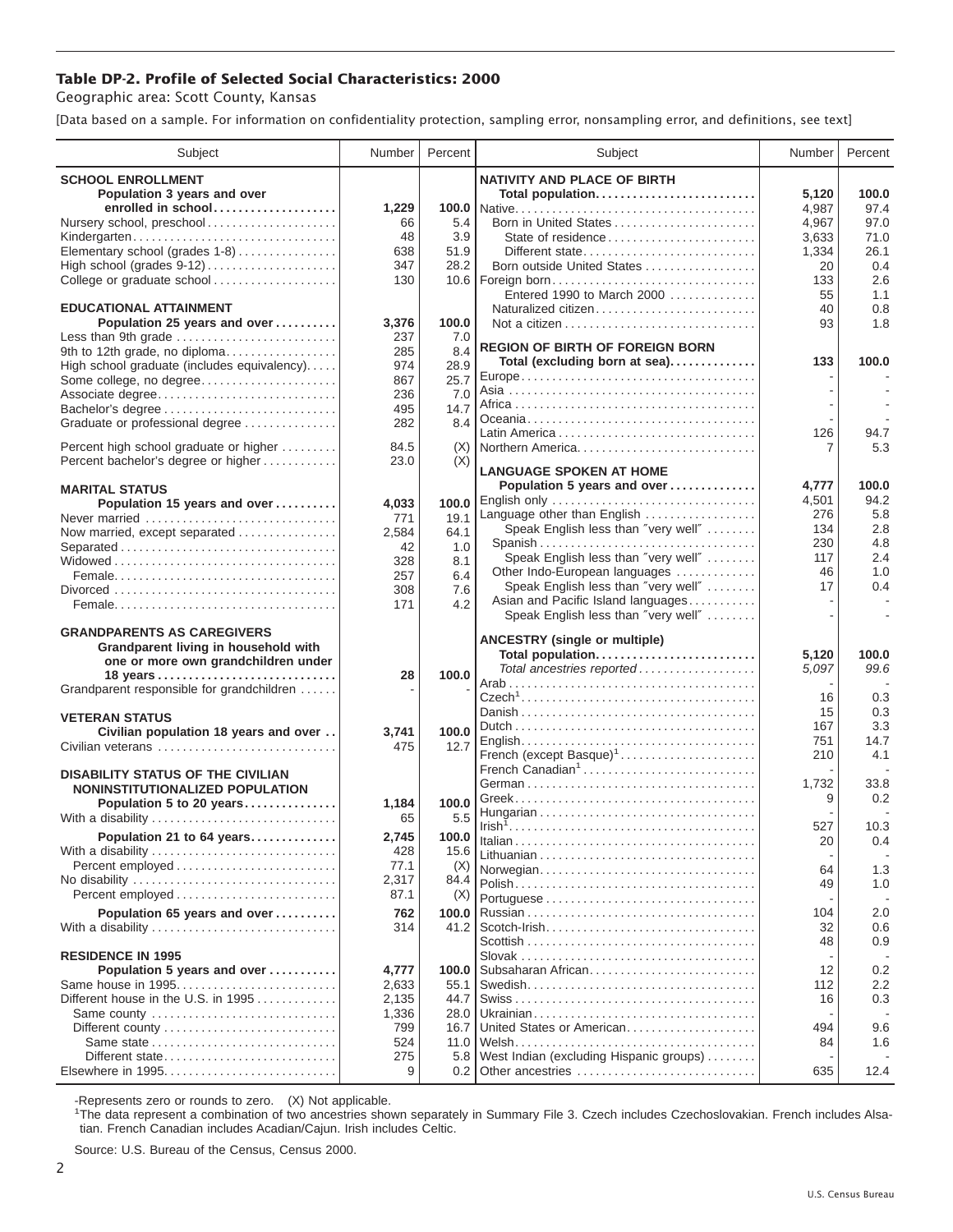# Table DP-2. Profile of Selected Social Characteristics: 2000

Geographic area: Scott County, Kansas

[Data based on a sample. For information on confidentiality protection, sampling error, nonsampling error, and definitions, see text]

| Subject | Number | Percent |
|---|---|---|
| **SCHOOL ENROLLMENT** | | |
| **Population 3 years and over enrolled in school** | **1,229** | **100.0** |
| Nursery school, preschool | 66 | 5.4 |
| Kindergarten | 48 | 3.9 |
| Elementary school (grades 1-8) | 638 | 51.9 |
| High school (grades 9-12) | 347 | 28.2 |
| College or graduate school | 130 | 10.6 |
| **EDUCATIONAL ATTAINMENT** | | |
| **Population 25 years and over** | **3,376** | **100.0** |
| Less than 9th grade | 237 | 7.0 |
| 9th to 12th grade, no diploma | 285 | 8.4 |
| High school graduate (includes equivalency) | 974 | 28.9 |
| Some college, no degree | 867 | 25.7 |
| Associate degree | 236 | 7.0 |
| Bachelor's degree | 495 | 14.7 |
| Graduate or professional degree | 282 | 8.4 |
| Percent high school graduate or higher | 84.5 | (X) |
| Percent bachelor's degree or higher | 23.0 | (X) |
| **MARITAL STATUS** | | |
| **Population 15 years and over** | **4,033** | **100.0** |
| Never married | 771 | 19.1 |
| Now married, except separated | 2,584 | 64.1 |
| Separated | 42 | 1.0 |
| Widowed | 328 | 8.1 |
| Female | 257 | 6.4 |
| Divorced | 308 | 7.6 |
| Female | 171 | 4.2 |
| **GRANDPARENTS AS CAREGIVERS** | | |
| **Grandparent living in household with one or more own grandchildren under 18 years** | **28** | **100.0** |
| Grandparent responsible for grandchildren | - | - |
| **VETERAN STATUS** | | |
| **Civilian population 18 years and over** | **3,741** | **100.0** |
| Civilian veterans | 475 | 12.7 |
| **DISABILITY STATUS OF THE CIVILIAN NONINSTITUTIONALIZED POPULATION** | | |
| **Population 5 to 20 years** | **1,184** | **100.0** |
| With a disability | 65 | 5.5 |
| **Population 21 to 64 years** | **2,745** | **100.0** |
| With a disability | 428 | 15.6 |
| Percent employed | 77.1 | (X) |
| No disability | 2,317 | 84.4 |
| Percent employed | 87.1 | (X) |
| **Population 65 years and over** | **762** | **100.0** |
| With a disability | 314 | 41.2 |
| **RESIDENCE IN 1995** | | |
| **Population 5 years and over** | **4,777** | **100.0** |
| Same house in 1995 | 2,633 | 55.1 |
| Different house in the U.S. in 1995 | 2,135 | 44.7 |
| Same county | 1,336 | 28.0 |
| Different county | 799 | 16.7 |
| Same state | 524 | 11.0 |
| Different state | 275 | 5.8 |
| Elsewhere in 1995 | 9 | 0.2 |

| Subject | Number | Percent |
|---|---|---|
| **NATIVITY AND PLACE OF BIRTH** | | |
| **Total population** | **5,120** | **100.0** |
| Native | 4,987 | 97.4 |
| Born in United States | 4,967 | 97.0 |
| State of residence | 3,633 | 71.0 |
| Different state | 1,334 | 26.1 |
| Born outside United States | 20 | 0.4 |
| Foreign born | 133 | 2.6 |
| Entered 1990 to March 2000 | 55 | 1.1 |
| Naturalized citizen | 40 | 0.8 |
| Not a citizen | 93 | 1.8 |
| **REGION OF BIRTH OF FOREIGN BORN** | | |
| **Total (excluding born at sea)** | **133** | **100.0** |
| Europe | - | - |
| Asia | - | - |
| Africa | - | - |
| Oceania | - | - |
| Latin America | 126 | 94.7 |
| Northern America | 7 | 5.3 |
| **LANGUAGE SPOKEN AT HOME** | | |
| **Population 5 years and over** | **4,777** | **100.0** |
| English only | 4,501 | 94.2 |
| Language other than English | 276 | 5.8 |
| Speak English less than "very well" | 134 | 2.8 |
| Spanish | 230 | 4.8 |
| Speak English less than "very well" | 117 | 2.4 |
| Other Indo-European languages | 46 | 1.0 |
| Speak English less than "very well" | 17 | 0.4 |
| Asian and Pacific Island languages | - | - |
| Speak English less than "very well" | - | - |
| **ANCESTRY (single or multiple)** | | |
| **Total population** | **5,120** | **100.0** |
| *Total ancestries reported* | *5,097* | *99.6* |
| Arab | - | - |
| Czech[1] | 16 | 0.3 |
| Danish | 15 | 0.3 |
| Dutch | 167 | 3.3 |
| English | 751 | 14.7 |
| French (except Basque)[1] | 210 | 4.1 |
| French Canadian[1] | - | - |
| German | 1,732 | 33.8 |
| Greek | 9 | 0.2 |
| Hungarian | - | - |
| Irish[1] | 527 | 10.3 |
| Italian | 20 | 0.4 |
| Lithuanian | - | - |
| Norwegian | 64 | 1.3 |
| Polish | 49 | 1.0 |
| Portuguese | - | - |
| Russian | 104 | 2.0 |
| Scotch-Irish | 32 | 0.6 |
| Scottish | 48 | 0.9 |
| Slovak | - | - |
| Subsaharan African | 12 | 0.2 |
| Swedish | 112 | 2.2 |
| Swiss | 16 | 0.3 |
| Ukrainian | - | - |
| United States or American | 494 | 9.6 |
| Welsh | 84 | 1.6 |
| West Indian (excluding Hispanic groups) | - | - |
| Other ancestries | 635 | 12.4 |

-Represents zero or rounds to zero. (X) Not applicable.

[1]The data represent a combination of two ancestries shown separately in Summary File 3. Czech includes Czechoslovakian. French includes Alsatian. French Canadian includes Acadian/Cajun. Irish includes Celtic.

Source: U.S. Bureau of the Census, Census 2000.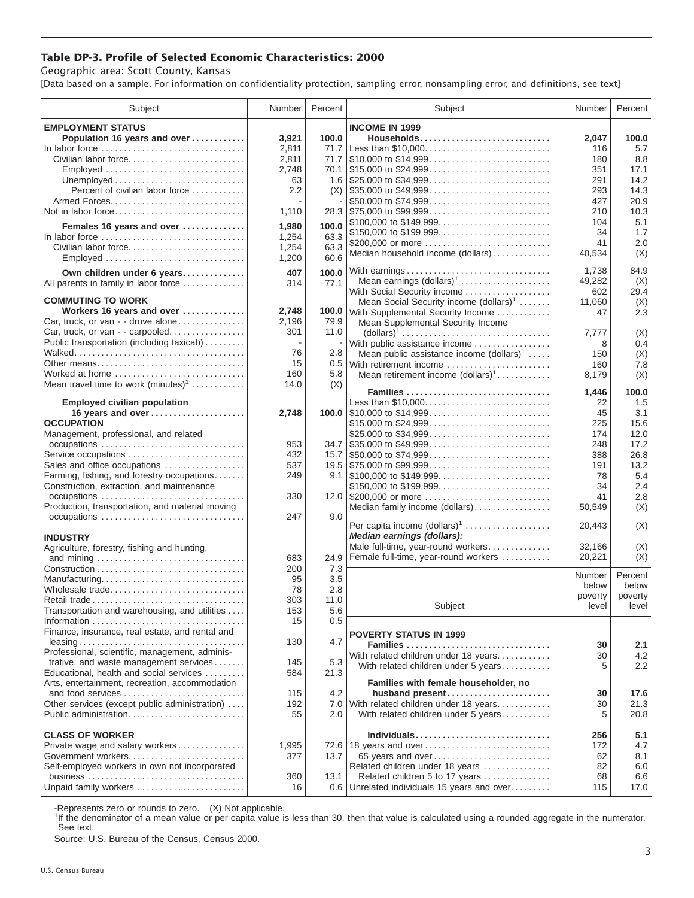# Table DP-3. Profile of Selected Economic Characteristics: 2000

Geographic area: Scott County, Kansas

[Data based on a sample. For information on confidentiality protection, sampling error, nonsampling error, and definitions, see text]

| Subject | Number | Percent |
|---|---|---|
| **EMPLOYMENT STATUS** | | |
| **Population 16 years and over** | **3,921** | **100.0** |
| In labor force | 2,811 | 71.7 |
| Civilian labor force | 2,811 | 71.7 |
| Employed | 2,748 | 70.1 |
| Unemployed | 63 | 1.6 |
| Percent of civilian labor force | 2.2 | (X) |
| Armed Forces | - | - |
| Not in labor force | 1,110 | 28.3 |
| **Females 16 years and over** | **1,980** | **100.0** |
| In labor force | 1,254 | 63.3 |
| Civilian labor force | 1,254 | 63.3 |
| Employed | 1,200 | 60.6 |
| **Own children under 6 years** | **407** | **100.0** |
| All parents in family in labor force | 314 | 77.1 |
| **COMMUTING TO WORK** | | |
| **Workers 16 years and over** | **2,748** | **100.0** |
| Car, truck, or van - - drove alone | 2,196 | 79.9 |
| Car, truck, or van - - carpooled | 301 | 11.0 |
| Public transportation (including taxicab) | - | - |
| Walked | 76 | 2.8 |
| Other means | 15 | 0.5 |
| Worked at home | 160 | 5.8 |
| Mean travel time to work (minutes)[1] | 14.0 | (X) |
| **Employed civilian population 16 years and over** | **2,748** | **100.0** |
| **OCCUPATION** | | |
| Management, professional, and related occupations | 953 | 34.7 |
| Service occupations | 432 | 15.7 |
| Sales and office occupations | 537 | 19.5 |
| Farming, fishing, and forestry occupations | 249 | 9.1 |
| Construction, extraction, and maintenance occupations | 330 | 12.0 |
| Production, transportation, and material moving occupations | 247 | 9.0 |
| **INDUSTRY** | | |
| Agriculture, forestry, fishing and hunting, and mining | 683 | 24.9 |
| Construction | 200 | 7.3 |
| Manufacturing | 95 | 3.5 |
| Wholesale trade | 78 | 2.8 |
| Retail trade | 303 | 11.0 |
| Transportation and warehousing, and utilities | 153 | 5.6 |
| Information | 15 | 0.5 |
| Finance, insurance, real estate, and rental and leasing | 130 | 4.7 |
| Professional, scientific, management, administrative, and waste management services | 145 | 5.3 |
| Educational, health and social services | 584 | 21.3 |
| Arts, entertainment, recreation, accommodation and food services | 115 | 4.2 |
| Other services (except public administration) | 192 | 7.0 |
| Public administration | 55 | 2.0 |
| **CLASS OF WORKER** | | |
| Private wage and salary workers | 1,995 | 72.6 |
| Government workers | 377 | 13.7 |
| Self-employed workers in own not incorporated business | 360 | 13.1 |
| Unpaid family workers | 16 | 0.6 |

| Subject | Number | Percent |
|---|---|---|
| **INCOME IN 1999** | | |
| **Households** | **2,047** | **100.0** |
| Less than $10,000 | 116 | 5.7 |
| $10,000 to $14,999 | 180 | 8.8 |
| $15,000 to $24,999 | 351 | 17.1 |
| $25,000 to $34,999 | 291 | 14.2 |
| $35,000 to $49,999 | 293 | 14.3 |
| $50,000 to $74,999 | 427 | 20.9 |
| $75,000 to $99,999 | 210 | 10.3 |
| $100,000 to $149,999 | 104 | 5.1 |
| $150,000 to $199,999 | 34 | 1.7 |
| $200,000 or more | 41 | 2.0 |
| Median household income (dollars) | 40,534 | (X) |
| With earnings | 1,738 | 84.9 |
| Mean earnings (dollars)[1] | 49,282 | (X) |
| With Social Security income | 602 | 29.4 |
| Mean Social Security income (dollars)[1] | 11,060 | (X) |
| With Supplemental Security Income | 47 | 2.3 |
| Mean Supplemental Security Income (dollars)[1] | 7,777 | (X) |
| With public assistance income | 8 | 0.4 |
| Mean public assistance income (dollars)[1] | 150 | (X) |
| With retirement income | 160 | 7.8 |
| Mean retirement income (dollars)[1] | 8,179 | (X) |
| **Families** | **1,446** | **100.0** |
| Less than $10,000 | 22 | 1.5 |
| $10,000 to $14,999 | 45 | 3.1 |
| $15,000 to $24,999 | 225 | 15.6 |
| $25,000 to $34,999 | 174 | 12.0 |
| $35,000 to $49,999 | 248 | 17.2 |
| $50,000 to $74,999 | 388 | 26.8 |
| $75,000 to $99,999 | 191 | 13.2 |
| $100,000 to $149,999 | 78 | 5.4 |
| $150,000 to $199,999 | 34 | 2.4 |
| $200,000 or more | 41 | 2.8 |
| Median family income (dollars) | 50,549 | (X) |
| Per capita income (dollars)[1] | 20,443 | (X) |
| ***Median earnings (dollars):*** | | |
| Male full-time, year-round workers | 32,166 | (X) |
| Female full-time, year-round workers | 20,221 | (X) |

| Subject | Number below poverty level | Percent below poverty level |
|---|---|---|
| **POVERTY STATUS IN 1999** | | |
| **Families** | **30** | **2.1** |
| With related children under 18 years | 30 | 4.2 |
| With related children under 5 years | 5 | 2.2 |
| **Families with female householder, no husband present** | **30** | **17.6** |
| With related children under 18 years | 30 | 21.3 |
| With related children under 5 years | 5 | 20.8 |
| **Individuals** | **256** | **5.1** |
| 18 years and over | 172 | 4.7 |
| 65 years and over | 62 | 8.1 |
| Related children under 18 years | 82 | 6.0 |
| Related children 5 to 17 years | 68 | 6.6 |
| Unrelated individuals 15 years and over | 115 | 17.0 |

-Represents zero or rounds to zero. (X) Not applicable.

[1]If the denominator of a mean value or per capita value is less than 30, then that value is calculated using a rounded aggregate in the numerator. See text.

Source: U.S. Bureau of the Census, Census 2000.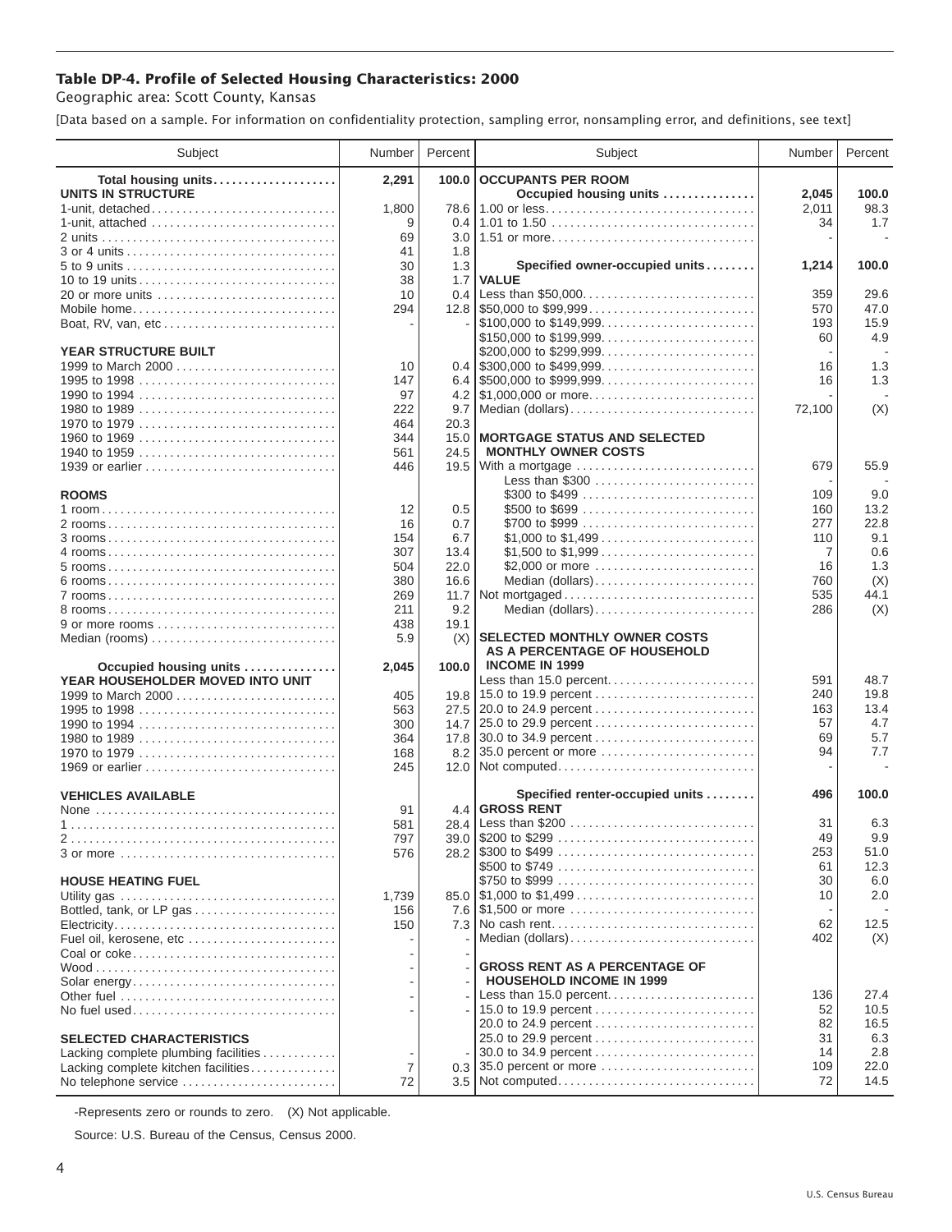# Table DP-4. Profile of Selected Housing Characteristics: 2000

Geographic area: Scott County, Kansas

[Data based on a sample. For information on confidentiality protection, sampling error, nonsampling error, and definitions, see text]

| Subject | Number | Percent | Subject | Number | Percent |
|---|---|---|---|---|---|
| **Total housing units** | **2,291** | **100.0** | **OCCUPANTS PER ROOM** | | |
| **UNITS IN STRUCTURE** | | | **Occupied housing units** | **2,045** | **100.0** |
| 1-unit, detached | 1,800 | 78.6 | 1.00 or less | 2,011 | 98.3 |
| 1-unit, attached | 9 | 0.4 | 1.01 to 1.50 | 34 | 1.7 |
| 2 units | 69 | 3.0 | 1.51 or more | - | - |
| 3 or 4 units | 41 | 1.8 | | | |
| 5 to 9 units | 30 | 1.3 | **Specified owner-occupied units** | **1,214** | **100.0** |
| 10 to 19 units | 38 | 1.7 | **VALUE** | | |
| 20 or more units | 10 | 0.4 | Less than $50,000 | 359 | 29.6 |
| Mobile home | 294 | 12.8 | $50,000 to $99,999 | 570 | 47.0 |
| Boat, RV, van, etc | - | - | $100,000 to $149,999 | 193 | 15.9 |
| | | | $150,000 to $199,999 | 60 | 4.9 |
| **YEAR STRUCTURE BUILT** | | | $200,000 to $299,999 | - | - |
| 1999 to March 2000 | 10 | 0.4 | $300,000 to $499,999 | 16 | 1.3 |
| 1995 to 1998 | 147 | 6.4 | $500,000 to $999,999 | 16 | 1.3 |
| 1990 to 1994 | 97 | 4.2 | $1,000,000 or more | - | - |
| 1980 to 1989 | 222 | 9.7 | Median (dollars) | 72,100 | (X) |
| 1970 to 1979 | 464 | 20.3 | | | |
| 1960 to 1969 | 344 | 15.0 | **MORTGAGE STATUS AND SELECTED** | | |
| 1940 to 1959 | 561 | 24.5 | **MONTHLY OWNER COSTS** | | |
| 1939 or earlier | 446 | 19.5 | With a mortgage | 679 | 55.9 |
| | | | Less than $300 | - | - |
| **ROOMS** | | | $300 to $499 | 109 | 9.0 |
| 1 room | 12 | 0.5 | $500 to $699 | 160 | 13.2 |
| 2 rooms | 16 | 0.7 | $700 to $999 | 277 | 22.8 |
| 3 rooms | 154 | 6.7 | $1,000 to $1,499 | 110 | 9.1 |
| 4 rooms | 307 | 13.4 | $1,500 to $1,999 | 7 | 0.6 |
| 5 rooms | 504 | 22.0 | $2,000 or more | 16 | 1.3 |
| 6 rooms | 380 | 16.6 | Median (dollars) | 760 | (X) |
| 7 rooms | 269 | 11.7 | Not mortgaged | 535 | 44.1 |
| 8 rooms | 211 | 9.2 | Median (dollars) | 286 | (X) |
| 9 or more rooms | 438 | 19.1 | | | |
| Median (rooms) | 5.9 | (X) | **SELECTED MONTHLY OWNER COSTS AS A PERCENTAGE OF HOUSEHOLD INCOME IN 1999** | | |
| **Occupied housing units** | **2,045** | **100.0** | | | |
| **YEAR HOUSEHOLDER MOVED INTO UNIT** | | | Less than 15.0 percent | 591 | 48.7 |
| 1999 to March 2000 | 405 | 19.8 | 15.0 to 19.9 percent | 240 | 19.8 |
| 1995 to 1998 | 563 | 27.5 | 20.0 to 24.9 percent | 163 | 13.4 |
| 1990 to 1994 | 300 | 14.7 | 25.0 to 29.9 percent | 57 | 4.7 |
| 1980 to 1989 | 364 | 17.8 | 30.0 to 34.9 percent | 69 | 5.7 |
| 1970 to 1979 | 168 | 8.2 | 35.0 percent or more | 94 | 7.7 |
| 1969 or earlier | 245 | 12.0 | Not computed | - | - |
| | | | | | |
| **VEHICLES AVAILABLE** | | | **Specified renter-occupied units** | **496** | **100.0** |
| None | 91 | 4.4 | **GROSS RENT** | | |
| 1 | 581 | 28.4 | Less than $200 | 31 | 6.3 |
| 2 | 797 | 39.0 | $200 to $299 | 49 | 9.9 |
| 3 or more | 576 | 28.2 | $300 to $499 | 253 | 51.0 |
| | | | $500 to $749 | 61 | 12.3 |
| **HOUSE HEATING FUEL** | | | $750 to $999 | 30 | 6.0 |
| Utility gas | 1,739 | 85.0 | $1,000 to $1,499 | 10 | 2.0 |
| Bottled, tank, or LP gas | 156 | 7.6 | $1,500 or more | - | - |
| Electricity | 150 | 7.3 | No cash rent | 62 | 12.5 |
| Fuel oil, kerosene, etc | - | - | Median (dollars) | 402 | (X) |
| Coal or coke | - | - | | | |
| Wood | - | - | **GROSS RENT AS A PERCENTAGE OF** | | |
| Solar energy | - | - | **HOUSEHOLD INCOME IN 1999** | | |
| Other fuel | - | - | Less than 15.0 percent | 136 | 27.4 |
| No fuel used | - | - | 15.0 to 19.9 percent | 52 | 10.5 |
| | | | 20.0 to 24.9 percent | 82 | 16.5 |
| **SELECTED CHARACTERISTICS** | | | 25.0 to 29.9 percent | 31 | 6.3 |
| Lacking complete plumbing facilities | - | - | 30.0 to 34.9 percent | 14 | 2.8 |
| Lacking complete kitchen facilities | 7 | 0.3 | 35.0 percent or more | 109 | 22.0 |
| No telephone service | 72 | 3.5 | Not computed | 72 | 14.5 |

-Represents zero or rounds to zero. (X) Not applicable.

Source: U.S. Bureau of the Census, Census 2000.